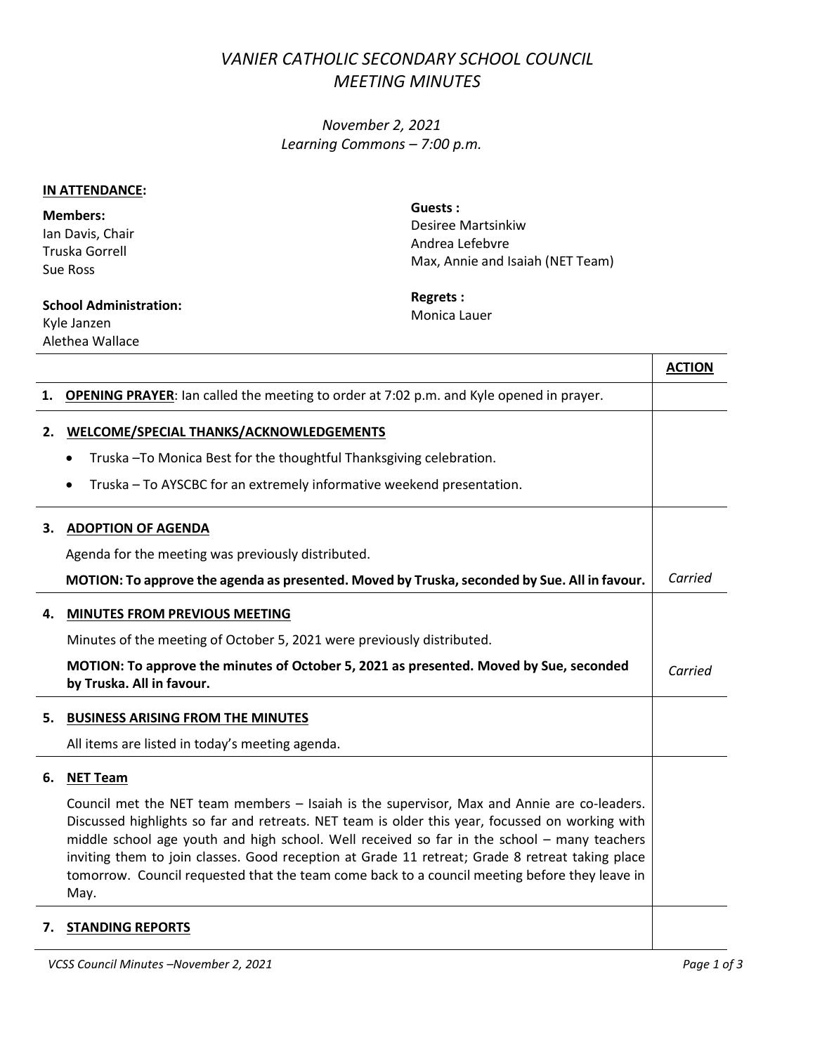# *VANIER CATHOLIC SECONDARY SCHOOL COUNCIL MEETING MINUTES*

*November 2, 2021*
*Learning Commons – 7:00 p.m.*

**IN ATTENDANCE:**

**Members:**
Ian Davis, Chair
Truska Gorrell
Sue Ross

**School Administration:**
Kyle Janzen
Alethea Wallace

**Guests :**
Desiree Martsinkiw
Andrea Lefebvre
Max, Annie and Isaiah (NET Team)

**Regrets :**
Monica Lauer

| | **ACTION** |
|---|---|
| **1. OPENING PRAYER**: Ian called the meeting to order at 7:02 p.m. and Kyle opened in prayer. | |
| **2. WELCOME/SPECIAL THANKS/ACKNOWLEDGEMENTS**<br>• Truska –To Monica Best for the thoughtful Thanksgiving celebration.<br>• Truska – To AYSCBC for an extremely informative weekend presentation. | |
| **3. ADOPTION OF AGENDA**<br>Agenda for the meeting was previously distributed.<br>**MOTION: To approve the agenda as presented. Moved by Truska, seconded by Sue. All in favour.** | *Carried* |
| **4. MINUTES FROM PREVIOUS MEETING**<br>Minutes of the meeting of October 5, 2021 were previously distributed.<br>**MOTION: To approve the minutes of October 5, 2021 as presented. Moved by Sue, seconded by Truska. All in favour.** | *Carried* |
| **5. BUSINESS ARISING FROM THE MINUTES**<br>All items are listed in today's meeting agenda. | |
| **6. NET Team**<br>Council met the NET team members – Isaiah is the supervisor, Max and Annie are co-leaders. Discussed highlights so far and retreats. NET team is older this year, focussed on working with middle school age youth and high school. Well received so far in the school – many teachers inviting them to join classes. Good reception at Grade 11 retreat; Grade 8 retreat taking place tomorrow. Council requested that the team come back to a council meeting before they leave in May. | |
| **7. STANDING REPORTS** | |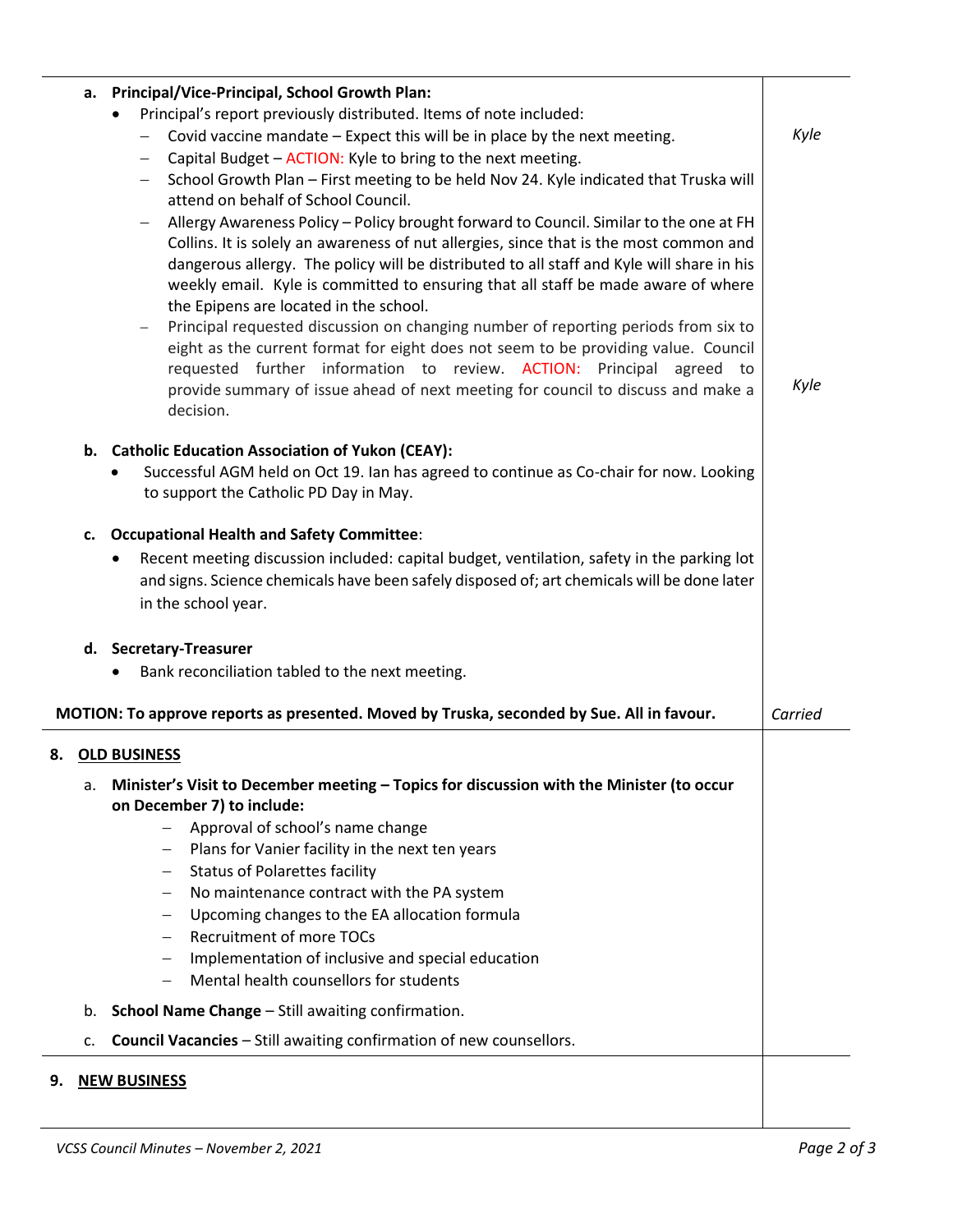| | |
|---|---|
| **a. Principal/Vice-Principal, School Growth Plan:**<br>• Principal's report previously distributed. Items of note included:<br>– Covid vaccine mandate – Expect this will be in place by the next meeting.<br>– Capital Budget – ACTION: Kyle to bring to the next meeting.<br>– School Growth Plan – First meeting to be held Nov 24. Kyle indicated that Truska will attend on behalf of School Council.<br>– Allergy Awareness Policy – Policy brought forward to Council. Similar to the one at FH Collins. It is solely an awareness of nut allergies, since that is the most common and dangerous allergy. The policy will be distributed to all staff and Kyle will share in his weekly email. Kyle is committed to ensuring that all staff be made aware of where the Epipens are located in the school.<br>– Principal requested discussion on changing number of reporting periods from six to eight as the current format for eight does not seem to be providing value. Council requested further information to review. ACTION: Principal agreed to provide summary of issue ahead of next meeting for council to discuss and make a decision. | *Kyle*<br><br><br><br><br><br><br><br><br><br>*Kyle* |
| **b. Catholic Education Association of Yukon (CEAY):**<br>• Successful AGM held on Oct 19. Ian has agreed to continue as Co-chair for now. Looking to support the Catholic PD Day in May. | |
| **c. Occupational Health and Safety Committee**:<br>• Recent meeting discussion included: capital budget, ventilation, safety in the parking lot and signs. Science chemicals have been safely disposed of; art chemicals will be done later in the school year. | |
| **d. Secretary-Treasurer**<br>• Bank reconciliation tabled to the next meeting. | |
| **MOTION: To approve reports as presented. Moved by Truska, seconded by Sue. All in favour.** | *Carried* |
| **8. OLD BUSINESS**<br>a. **Minister's Visit to December meeting – Topics for discussion with the Minister (to occur on December 7) to include:**<br>– Approval of school's name change<br>– Plans for Vanier facility in the next ten years<br>– Status of Polarettes facility<br>– No maintenance contract with the PA system<br>– Upcoming changes to the EA allocation formula<br>– Recruitment of more TOCs<br>– Implementation of inclusive and special education<br>– Mental health counsellors for students<br>b. **School Name Change** – Still awaiting confirmation.<br>c. **Council Vacancies** – Still awaiting confirmation of new counsellors. | |
| **9. NEW BUSINESS** | |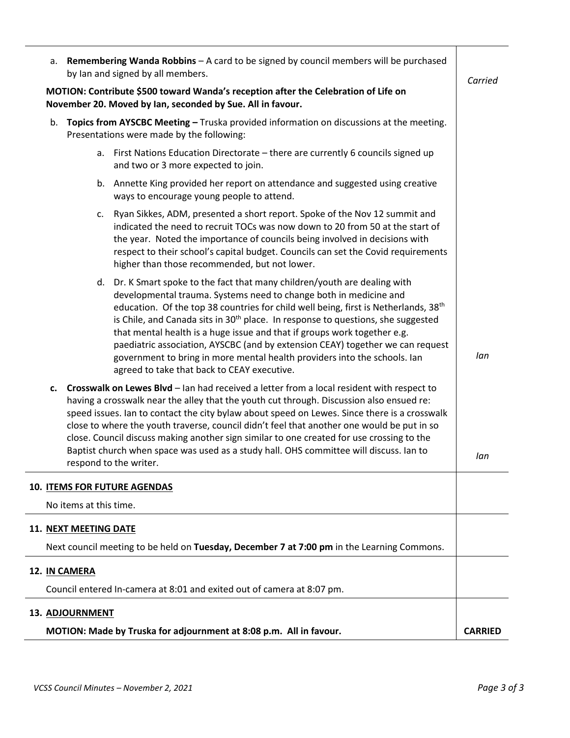| | |
|---|---|
| a. **Remembering Wanda Robbins** – A card to be signed by council members will be purchased by Ian and signed by all members.<br><br>**MOTION: Contribute $500 toward Wanda's reception after the Celebration of Life on November 20. Moved by Ian, seconded by Sue. All in favour.** | *Carried* |
| b. **Topics from AYSCBC Meeting –** Truska provided information on discussions at the meeting. Presentations were made by the following:<br><br>a. First Nations Education Directorate – there are currently 6 councils signed up and two or 3 more expected to join.<br><br>b. Annette King provided her report on attendance and suggested using creative ways to encourage young people to attend.<br><br>c. Ryan Sikkes, ADM, presented a short report. Spoke of the Nov 12 summit and indicated the need to recruit TOCs was now down to 20 from 50 at the start of the year. Noted the importance of councils being involved in decisions with respect to their school's capital budget. Councils can set the Covid requirements higher than those recommended, but not lower.<br><br>d. Dr. K Smart spoke to the fact that many children/youth are dealing with developmental trauma. Systems need to change both in medicine and education. Of the top 38 countries for child well being, first is Netherlands, 38th is Chile, and Canada sits in 30th place. In response to questions, she suggested that mental health is a huge issue and that if groups work together e.g. paediatric association, AYSCBC (and by extension CEAY) together we can request government to bring in more mental health providers into the schools. Ian agreed to take that back to CEAY executive. | *Ian* |
| **c. Crosswalk on Lewes Blvd** – Ian had received a letter from a local resident with respect to having a crosswalk near the alley that the youth cut through. Discussion also ensued re: speed issues. Ian to contact the city bylaw about speed on Lewes. Since there is a crosswalk close to where the youth traverse, council didn't feel that another one would be put in so close. Council discuss making another sign similar to one created for use crossing to the Baptist church when space was used as a study hall. OHS committee will discuss. Ian to respond to the writer. | *Ian* |
| **10. ITEMS FOR FUTURE AGENDAS**<br><br>No items at this time. | |
| **11. NEXT MEETING DATE**<br><br>Next council meeting to be held on **Tuesday, December 7 at 7:00 pm** in the Learning Commons. | |
| **12. IN CAMERA**<br><br>Council entered In-camera at 8:01 and exited out of camera at 8:07 pm. | |
| **13. ADJOURNMENT**<br><br>**MOTION: Made by Truska for adjournment at 8:08 p.m. All in favour.** | **CARRIED** |